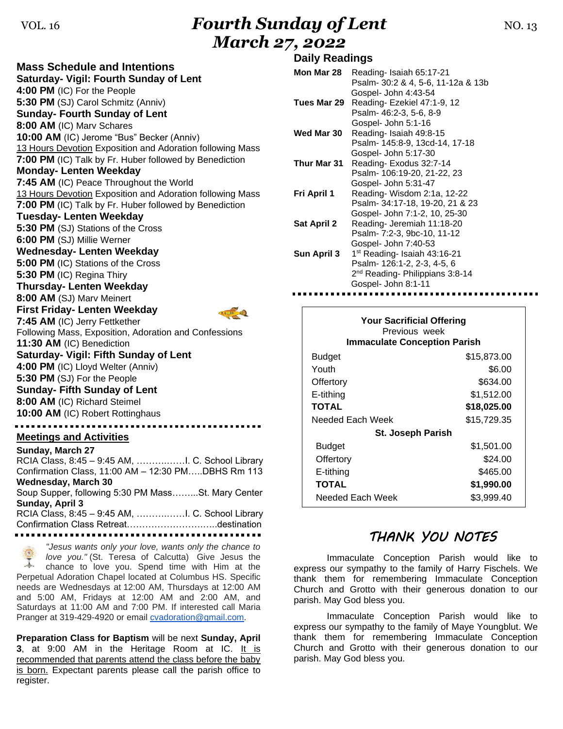# Fourth Sunday of Lent
## March 27, 2022

VOL. 16 — NO. 13

## Mass Schedule and Intentions

**Saturday- Vigil: Fourth Sunday of Lent**
**4:00 PM** (IC) For the People
**5:30 PM** (SJ) Carol Schmitz (Anniv)

**Sunday- Fourth Sunday of Lent**
**8:00 AM** (IC) Marv Schares
**10:00 AM** (IC) Jerome "Bus" Becker (Anniv)
13 Hours Devotion Exposition and Adoration following Mass
**7:00 PM** (IC) Talk by Fr. Huber followed by Benediction

**Monday- Lenten Weekday**
**7:45 AM** (IC) Peace Throughout the World
13 Hours Devotion Exposition and Adoration following Mass
**7:00 PM** (IC) Talk by Fr. Huber followed by Benediction

**Tuesday- Lenten Weekday**
**5:30 PM** (SJ) Stations of the Cross
**6:00 PM** (SJ) Millie Werner

**Wednesday- Lenten Weekday**
**5:00 PM** (IC) Stations of the Cross
**5:30 PM** (IC) Regina Thiry

**Thursday- Lenten Weekday**
**8:00 AM** (SJ) Marv Meinert

**First Friday- Lenten Weekday**
**7:45 AM** (IC) Jerry Fettkether
Following Mass, Exposition, Adoration and Confessions
**11:30 AM** (IC) Benediction

**Saturday- Vigil: Fifth Sunday of Lent**
**4:00 PM** (IC) Lloyd Welter (Anniv)
**5:30 PM** (SJ) For the People

**Sunday- Fifth Sunday of Lent**
**8:00 AM** (IC) Richard Steimel
**10:00 AM** (IC) Robert Rottinghaus

## Meetings and Activities

**Sunday, March 27**
RCIA Class, 8:45 – 9:45 AM, ……………I. C. School Library
Confirmation Class, 11:00 AM – 12:30 PM…..DBHS Rm 113

**Wednesday, March 30**
Soup Supper, following 5:30 PM Mass……...St. Mary Center

**Sunday, April 3**
RCIA Class, 8:45 – 9:45 AM, ……………I. C. School Library
Confirmation Class Retreat………………………..destination

*"Jesus wants only your love, wants only the chance to love you."* (St. Teresa of Calcutta) Give Jesus the chance to love you. Spend time with Him at the Perpetual Adoration Chapel located at Columbus HS. Specific needs are Wednesdays at 12:00 AM, Thursdays at 12:00 AM and 5:00 AM, Fridays at 12:00 AM and 2:00 AM, and Saturdays at 11:00 AM and 7:00 PM. If interested call Maria Pranger at 319-429-4920 or email cvadoration@gmail.com.

**Preparation Class for Baptism** will be next **Sunday, April 3**, at 9:00 AM in the Heritage Room at IC. It is recommended that parents attend the class before the baby is born. Expectant parents please call the parish office to register.

## Daily Readings

| | |
|---|---|
| **Mon Mar 28** | Reading- Isaiah 65:17-21<br>Psalm- 30:2 & 4, 5-6, 11-12a & 13b<br>Gospel- John 4:43-54 |
| **Tues Mar 29** | Reading- Ezekiel 47:1-9, 12<br>Psalm- 46:2-3, 5-6, 8-9<br>Gospel- John 5:1-16 |
| **Wed Mar 30** | Reading- Isaiah 49:8-15<br>Psalm- 145:8-9, 13cd-14, 17-18<br>Gospel- John 5:17-30 |
| **Thur Mar 31** | Reading- Exodus 32:7-14<br>Psalm- 106:19-20, 21-22, 23<br>Gospel- John 5:31-47 |
| **Fri April 1** | Reading- Wisdom 2:1a, 12-22<br>Psalm- 34:17-18, 19-20, 21 & 23<br>Gospel- John 7:1-2, 10, 25-30 |
| **Sat April 2** | Reading- Jeremiah 11:18-20<br>Psalm- 7:2-3, 9bc-10, 11-12<br>Gospel- John 7:40-53 |
| **Sun April 3** | 1st Reading- Isaiah 43:16-21<br>Psalm- 126:1-2, 2-3, 4-5, 6<br>2nd Reading- Philippians 3:8-14<br>Gospel- John 8:1-11 |

**Your Sacrificial Offering**
Previous week

| **Immaculate Conception Parish** | |
|---|---|
| Budget | $15,873.00 |
| Youth | $6.00 |
| Offertory | $634.00 |
| E-tithing | $1,512.00 |
| **TOTAL** | **$18,025.00** |
| Needed Each Week | $15,729.35 |
| **St. Joseph Parish** | |
| Budget | $1,501.00 |
| Offertory | $24.00 |
| E-tithing | $465.00 |
| **TOTAL** | **$1,990.00** |
| Needed Each Week | $3,999.40 |

## *THANK YOU NOTES*

Immaculate Conception Parish would like to express our sympathy to the family of Harry Fischels. We thank them for remembering Immaculate Conception Church and Grotto with their generous donation to our parish. May God bless you.

Immaculate Conception Parish would like to express our sympathy to the family of Maye Youngblut. We thank them for remembering Immaculate Conception Church and Grotto with their generous donation to our parish. May God bless you.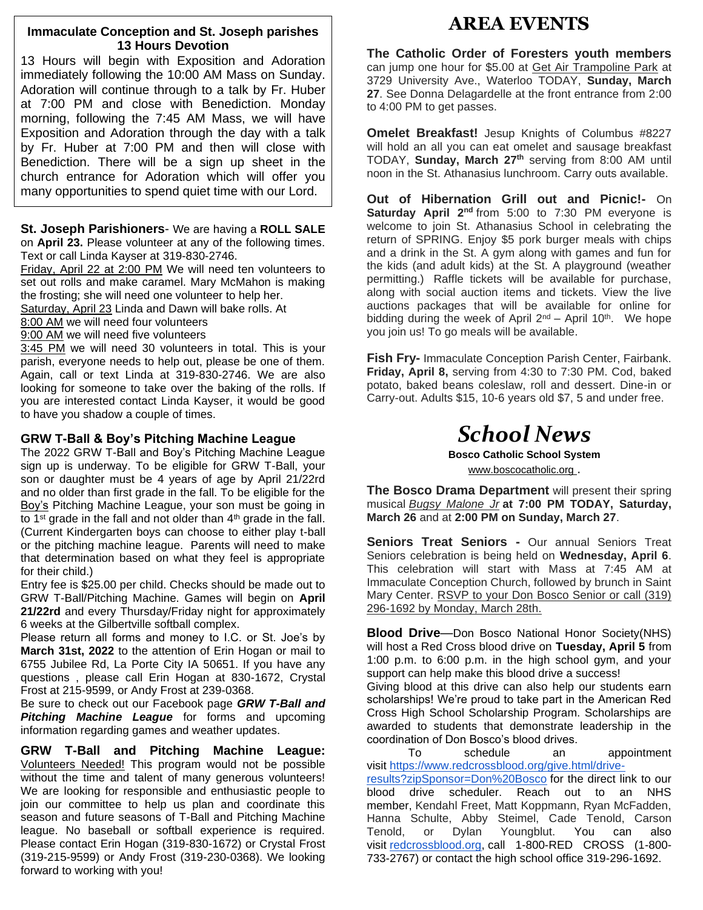**Immaculate Conception and St. Joseph parishes**
**13 Hours Devotion**

13 Hours will begin with Exposition and Adoration immediately following the 10:00 AM Mass on Sunday. Adoration will continue through to a talk by Fr. Huber at 7:00 PM and close with Benediction. Monday morning, following the 7:45 AM Mass, we will have Exposition and Adoration through the day with a talk by Fr. Huber at 7:00 PM and then will close with Benediction. There will be a sign up sheet in the church entrance for Adoration which will offer you many opportunities to spend quiet time with our Lord.

**St. Joseph Parishioners**- We are having a **ROLL SALE** on **April 23.** Please volunteer at any of the following times. Text or call Linda Kayser at 319-830-2746.

Friday, April 22 at 2:00 PM We will need ten volunteers to set out rolls and make caramel. Mary McMahon is making the frosting; she will need one volunteer to help her.

Saturday, April 23 Linda and Dawn will bake rolls. At

8:00 AM we will need four volunteers

9:00 AM we will need five volunteers

3:45 PM we will need 30 volunteers in total. This is your parish, everyone needs to help out, please be one of them. Again, call or text Linda at 319-830-2746. We are also looking for someone to take over the baking of the rolls. If you are interested contact Linda Kayser, it would be good to have you shadow a couple of times.

**GRW T-Ball & Boy's Pitching Machine League**

The 2022 GRW T-Ball and Boy's Pitching Machine League sign up is underway. To be eligible for GRW T-Ball, your son or daughter must be 4 years of age by April 21/22rd and no older than first grade in the fall. To be eligible for the Boy's Pitching Machine League, your son must be going in to 1st grade in the fall and not older than 4th grade in the fall. (Current Kindergarten boys can choose to either play t-ball or the pitching machine league. Parents will need to make that determination based on what they feel is appropriate for their child.)

Entry fee is $25.00 per child. Checks should be made out to GRW T-Ball/Pitching Machine. Games will begin on **April 21/22rd** and every Thursday/Friday night for approximately 6 weeks at the Gilbertville softball complex.

Please return all forms and money to I.C. or St. Joe's by **March 31st, 2022** to the attention of Erin Hogan or mail to 6755 Jubilee Rd, La Porte City IA 50651. If you have any questions , please call Erin Hogan at 830-1672, Crystal Frost at 215-9599, or Andy Frost at 239-0368.

Be sure to check out our Facebook page ***GRW T-Ball and Pitching Machine League*** for forms and upcoming information regarding games and weather updates.

**GRW T-Ball and Pitching Machine League:** Volunteers Needed! This program would not be possible without the time and talent of many generous volunteers! We are looking for responsible and enthusiastic people to join our committee to help us plan and coordinate this season and future seasons of T-Ball and Pitching Machine league. No baseball or softball experience is required. Please contact Erin Hogan (319-830-1672) or Crystal Frost (319-215-9599) or Andy Frost (319-230-0368). We looking forward to working with you!

# AREA EVENTS

**The Catholic Order of Foresters youth members** can jump one hour for $5.00 at Get Air Trampoline Park at 3729 University Ave., Waterloo TODAY, **Sunday, March 27**. See Donna Delagardelle at the front entrance from 2:00 to 4:00 PM to get passes.

**Omelet Breakfast!** Jesup Knights of Columbus #8227 will hold an all you can eat omelet and sausage breakfast TODAY, **Sunday, March 27th** serving from 8:00 AM until noon in the St. Athanasius lunchroom. Carry outs available.

**Out of Hibernation Grill out and Picnic!-** On **Saturday April 2nd** from 5:00 to 7:30 PM everyone is welcome to join St. Athanasius School in celebrating the return of SPRING. Enjoy $5 pork burger meals with chips and a drink in the St. A gym along with games and fun for the kids (and adult kids) at the St. A playground (weather permitting.) Raffle tickets will be available for purchase, along with social auction items and tickets. View the live auctions packages that will be available for online for bidding during the week of April 2nd – April 10th. We hope you join us! To go meals will be available.

**Fish Fry-** Immaculate Conception Parish Center, Fairbank. **Friday, April 8,** serving from 4:30 to 7:30 PM. Cod, baked potato, baked beans coleslaw, roll and dessert. Dine-in or Carry-out. Adults $15, 10-6 years old $7, 5 and under free.

# *School News*

**Bosco Catholic School System**

www.boscocatholic.org .

**The Bosco Drama Department** will present their spring musical *Bugsy Malone Jr* **at 7:00 PM TODAY, Saturday, March 26** and at **2:00 PM on Sunday, March 27**.

**Seniors Treat Seniors -** Our annual Seniors Treat Seniors celebration is being held on **Wednesday, April 6**. This celebration will start with Mass at 7:45 AM at Immaculate Conception Church, followed by brunch in Saint Mary Center. RSVP to your Don Bosco Senior or call (319) 296-1692 by Monday, March 28th.

**Blood Drive**—Don Bosco National Honor Society(NHS) will host a Red Cross blood drive on **Tuesday, April 5** from 1:00 p.m. to 6:00 p.m. in the high school gym, and your support can help make this blood drive a success!

Giving blood at this drive can also help our students earn scholarships! We're proud to take part in the American Red Cross High School Scholarship Program. Scholarships are awarded to students that demonstrate leadership in the coordination of Don Bosco's blood drives.

To schedule an appointment visit https://www.redcrossblood.org/give.html/drive-results?zipSponsor=Don%20Bosco for the direct link to our blood drive scheduler. Reach out to an NHS member, Kendahl Freet, Matt Koppmann, Ryan McFadden, Hanna Schulte, Abby Steimel, Cade Tenold, Carson Tenold, or Dylan Youngblut. You can also visit redcrossblood.org, call 1-800-RED CROSS (1-800-733-2767) or contact the high school office 319-296-1692.